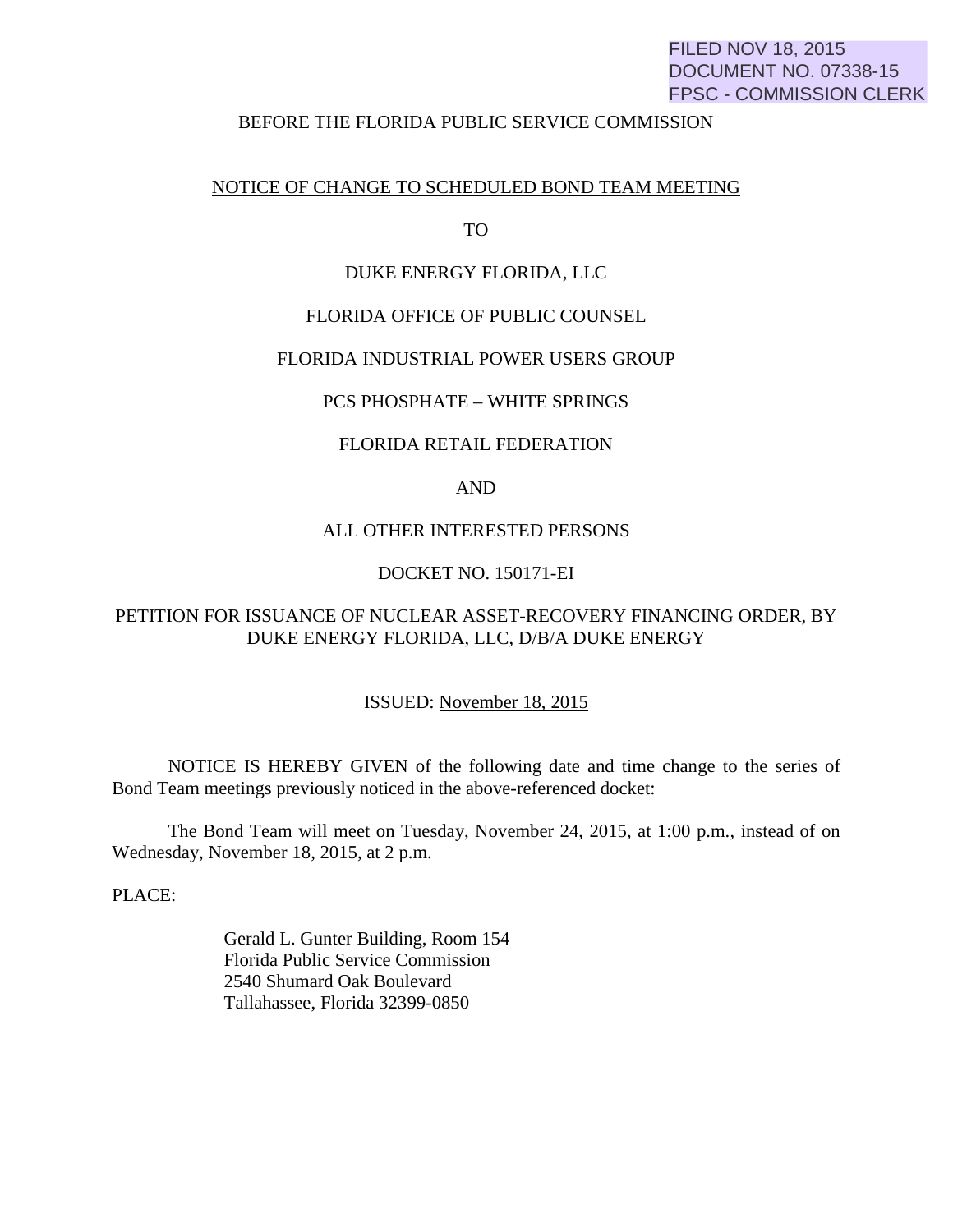FILED NOV 18, 2015
DOCUMENT NO. 07338-15
FPSC - COMMISSION CLERK

BEFORE THE FLORIDA PUBLIC SERVICE COMMISSION

NOTICE OF CHANGE TO SCHEDULED BOND TEAM MEETING

TO

DUKE ENERGY FLORIDA, LLC

FLORIDA OFFICE OF PUBLIC COUNSEL

FLORIDA INDUSTRIAL POWER USERS GROUP

PCS PHOSPHATE – WHITE SPRINGS

FLORIDA RETAIL FEDERATION

AND

ALL OTHER INTERESTED PERSONS

DOCKET NO. 150171-EI

PETITION FOR ISSUANCE OF NUCLEAR ASSET-RECOVERY FINANCING ORDER, BY DUKE ENERGY FLORIDA, LLC, D/B/A DUKE ENERGY

ISSUED: November 18, 2015

NOTICE IS HEREBY GIVEN of the following date and time change to the series of Bond Team meetings previously noticed in the above-referenced docket:

The Bond Team will meet on Tuesday, November 24, 2015, at 1:00 p.m., instead of on Wednesday, November 18, 2015, at 2 p.m.

PLACE:

Gerald L. Gunter Building, Room 154
Florida Public Service Commission
2540 Shumard Oak Boulevard
Tallahassee, Florida 32399-0850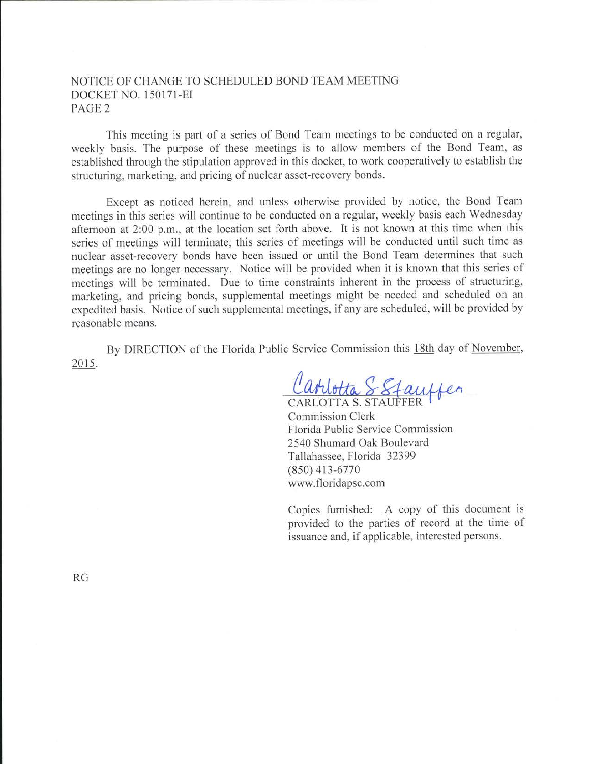NOTICE OF CHANGE TO SCHEDULED BOND TEAM MEETING
DOCKET NO. 150171-EI
PAGE 2

This meeting is part of a series of Bond Team meetings to be conducted on a regular, weekly basis. The purpose of these meetings is to allow members of the Bond Team, as established through the stipulation approved in this docket, to work cooperatively to establish the structuring, marketing, and pricing of nuclear asset-recovery bonds.

Except as noticed herein, and unless otherwise provided by notice, the Bond Team meetings in this series will continue to be conducted on a regular, weekly basis each Wednesday afternoon at 2:00 p.m., at the location set forth above. It is not known at this time when this series of meetings will terminate; this series of meetings will be conducted until such time as nuclear asset-recovery bonds have been issued or until the Bond Team determines that such meetings are no longer necessary. Notice will be provided when it is known that this series of meetings will be terminated. Due to time constraints inherent in the process of structuring, marketing, and pricing bonds, supplemental meetings might be needed and scheduled on an expedited basis. Notice of such supplemental meetings, if any are scheduled, will be provided by reasonable means.

By DIRECTION of the Florida Public Service Commission this 18th day of November, 2015.

Carlotta S Stauffer

CARLOTTA S. STAUFFER
Commission Clerk
Florida Public Service Commission
2540 Shumard Oak Boulevard
Tallahassee, Florida 32399
(850) 413-6770
www.floridapsc.com

Copies furnished: A copy of this document is provided to the parties of record at the time of issuance and, if applicable, interested persons.

RG